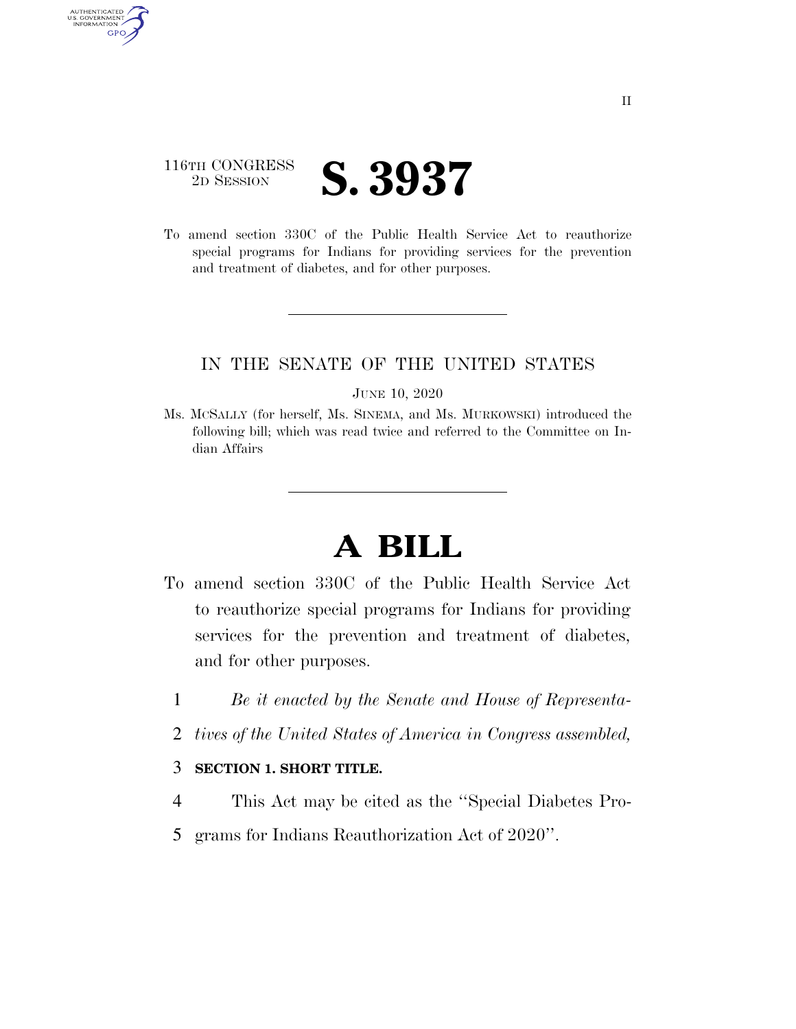116TH CONGRESS
2D SESSION

# S. 3937

To amend section 330C of the Public Health Service Act to reauthorize special programs for Indians for providing services for the prevention and treatment of diabetes, and for other purposes.

IN THE SENATE OF THE UNITED STATES

JUNE 10, 2020

Ms. MCSALLY (for herself, Ms. SINEMA, and Ms. MURKOWSKI) introduced the following bill; which was read twice and referred to the Committee on Indian Affairs

# A BILL

To amend section 330C of the Public Health Service Act to reauthorize special programs for Indians for providing services for the prevention and treatment of diabetes, and for other purposes.

1 *Be it enacted by the Senate and House of Representa-*
2 *tives of the United States of America in Congress assembled,*

3 **SECTION 1. SHORT TITLE.**

4 This Act may be cited as the ''Special Diabetes Pro-
5 grams for Indians Reauthorization Act of 2020''.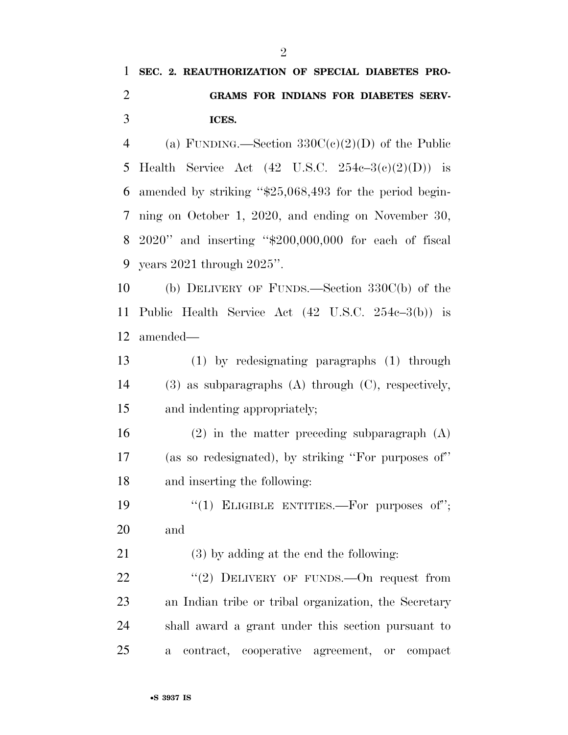**SEC. 2. REAUTHORIZATION OF SPECIAL DIABETES PROGRAMS FOR INDIANS FOR DIABETES SERVICES.**

(a) FUNDING.—Section 330C(c)(2)(D) of the Public Health Service Act (42 U.S.C. 254c–3(c)(2)(D)) is amended by striking ''$25,068,493 for the period beginning on October 1, 2020, and ending on November 30, 2020'' and inserting ''$200,000,000 for each of fiscal years 2021 through 2025''.

(b) DELIVERY OF FUNDS.—Section 330C(b) of the Public Health Service Act (42 U.S.C. 254c–3(b)) is amended—

(1) by redesignating paragraphs (1) through (3) as subparagraphs (A) through (C), respectively, and indenting appropriately;

(2) in the matter preceding subparagraph (A) (as so redesignated), by striking ''For purposes of'' and inserting the following:

''(1) ELIGIBLE ENTITIES.—For purposes of''; and

(3) by adding at the end the following:

''(2) DELIVERY OF FUNDS.—On request from an Indian tribe or tribal organization, the Secretary shall award a grant under this section pursuant to a contract, cooperative agreement, or compact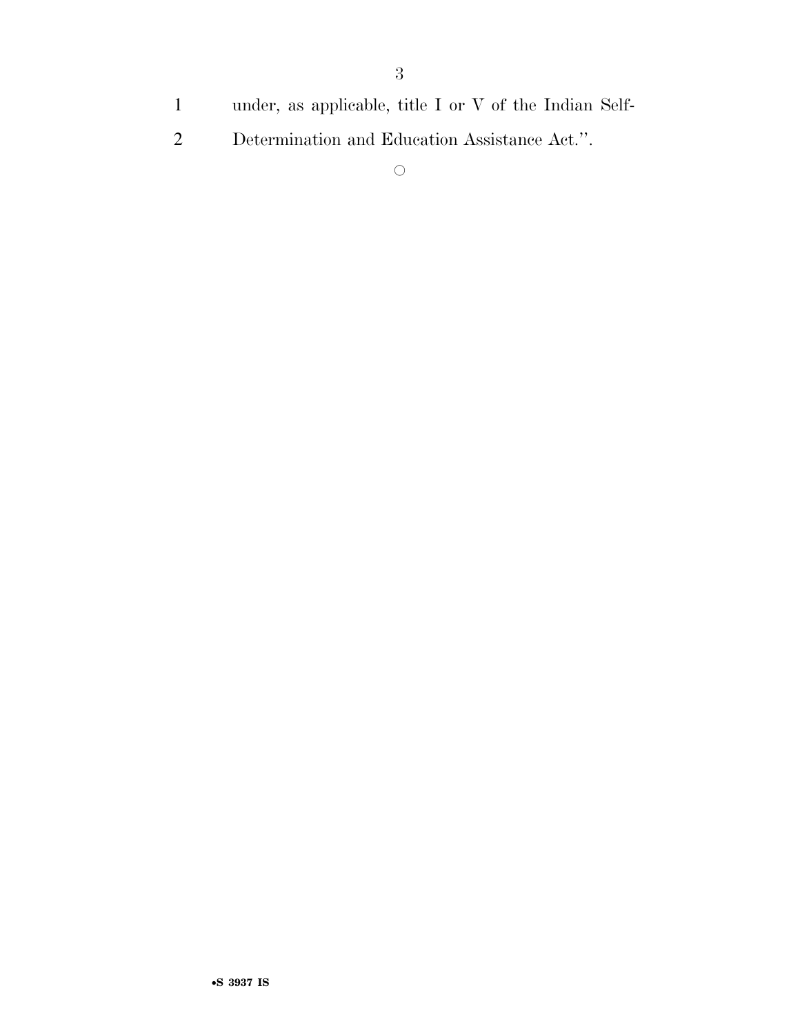under, as applicable, title I or V of the Indian Self-Determination and Education Assistance Act.''.